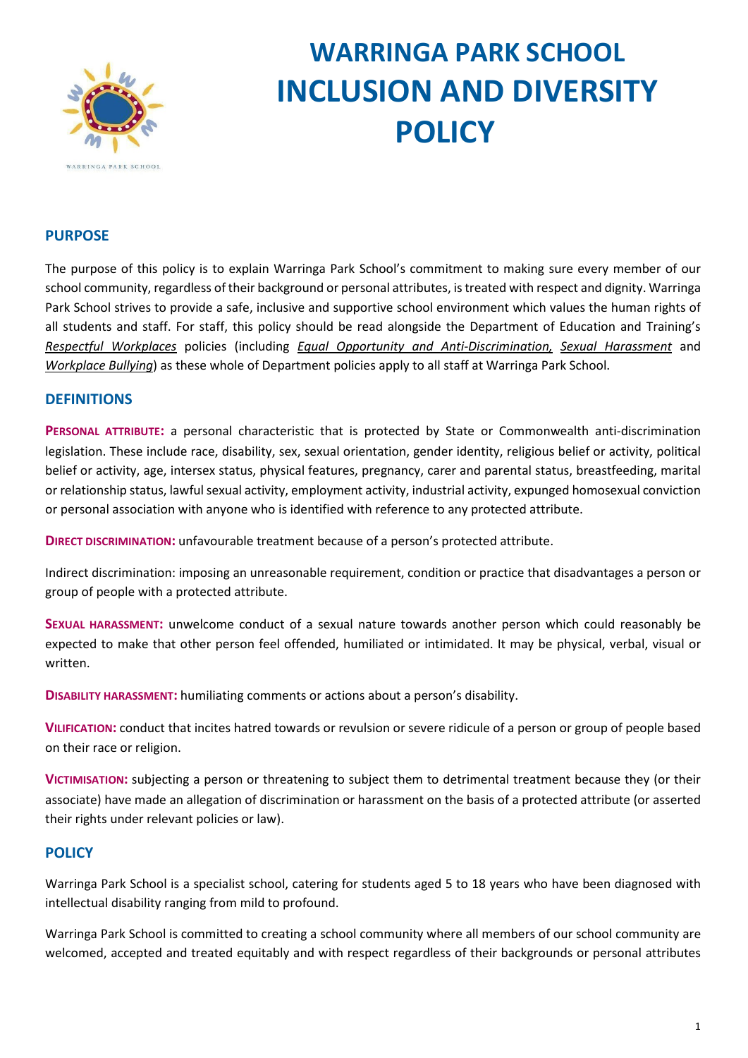# WARRINGA PARK SCHOOL INCLUSION AND DIVERSITY POLICY

## PURPOSE

The purpose of this policy is to explain Warringa Park School's commitment to making sure every member of our school community, regardless of their background or personal attributes, is treated with respect and dignity. Warringa Park School strives to provide a safe, inclusive and supportive school environment which values the human rights of all students and staff. For staff, this policy should be read alongside the Department of Education and Training's *Respectful Workplaces* policies (including *Equal Opportunity and Anti-Discrimination, Sexual Harassment* and *Workplace Bullying*) as these whole of Department policies apply to all staff at Warringa Park School.

## DEFINITIONS

**PERSONAL ATTRIBUTE:** a personal characteristic that is protected by State or Commonwealth anti-discrimination legislation. These include race, disability, sex, sexual orientation, gender identity, religious belief or activity, political belief or activity, age, intersex status, physical features, pregnancy, carer and parental status, breastfeeding, marital or relationship status, lawful sexual activity, employment activity, industrial activity, expunged homosexual conviction or personal association with anyone who is identified with reference to any protected attribute.

**DIRECT DISCRIMINATION:** unfavourable treatment because of a person's protected attribute.

Indirect discrimination: imposing an unreasonable requirement, condition or practice that disadvantages a person or group of people with a protected attribute.

**SEXUAL HARASSMENT:** unwelcome conduct of a sexual nature towards another person which could reasonably be expected to make that other person feel offended, humiliated or intimidated. It may be physical, verbal, visual or written.

**DISABILITY HARASSMENT:** humiliating comments or actions about a person's disability.

**VILIFICATION:** conduct that incites hatred towards or revulsion or severe ridicule of a person or group of people based on their race or religion.

**VICTIMISATION:** subjecting a person or threatening to subject them to detrimental treatment because they (or their associate) have made an allegation of discrimination or harassment on the basis of a protected attribute (or asserted their rights under relevant policies or law).

## POLICY

Warringa Park School is a specialist school, catering for students aged 5 to 18 years who have been diagnosed with intellectual disability ranging from mild to profound.

Warringa Park School is committed to creating a school community where all members of our school community are welcomed, accepted and treated equitably and with respect regardless of their backgrounds or personal attributes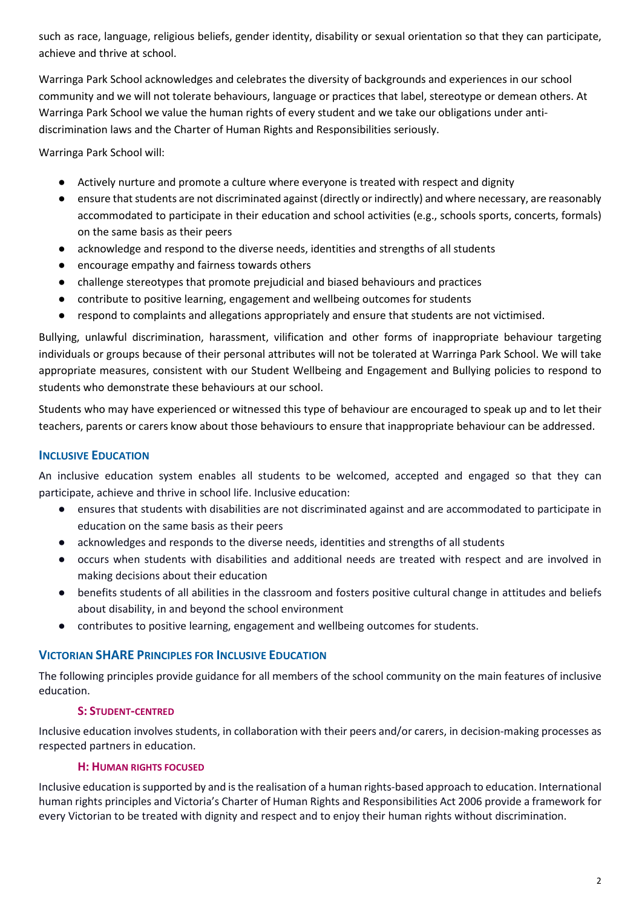such as race, language, religious beliefs, gender identity, disability or sexual orientation so that they can participate, achieve and thrive at school.

Warringa Park School acknowledges and celebrates the diversity of backgrounds and experiences in our school community and we will not tolerate behaviours, language or practices that label, stereotype or demean others. At Warringa Park School we value the human rights of every student and we take our obligations under anti-discrimination laws and the Charter of Human Rights and Responsibilities seriously.

Warringa Park School will:

- Actively nurture and promote a culture where everyone is treated with respect and dignity
- ensure that students are not discriminated against (directly or indirectly) and where necessary, are reasonably accommodated to participate in their education and school activities (e.g., schools sports, concerts, formals) on the same basis as their peers
- acknowledge and respond to the diverse needs, identities and strengths of all students
- encourage empathy and fairness towards others
- challenge stereotypes that promote prejudicial and biased behaviours and practices
- contribute to positive learning, engagement and wellbeing outcomes for students
- respond to complaints and allegations appropriately and ensure that students are not victimised.

Bullying, unlawful discrimination, harassment, vilification and other forms of inappropriate behaviour targeting individuals or groups because of their personal attributes will not be tolerated at Warringa Park School. We will take appropriate measures, consistent with our Student Wellbeing and Engagement and Bullying policies to respond to students who demonstrate these behaviours at our school.

Students who may have experienced or witnessed this type of behaviour are encouraged to speak up and to let their teachers, parents or carers know about those behaviours to ensure that inappropriate behaviour can be addressed.

## Inclusive Education

An inclusive education system enables all students to be welcomed, accepted and engaged so that they can participate, achieve and thrive in school life. Inclusive education:

- ensures that students with disabilities are not discriminated against and are accommodated to participate in education on the same basis as their peers
- acknowledges and responds to the diverse needs, identities and strengths of all students
- occurs when students with disabilities and additional needs are treated with respect and are involved in making decisions about their education
- benefits students of all abilities in the classroom and fosters positive cultural change in attitudes and beliefs about disability, in and beyond the school environment
- contributes to positive learning, engagement and wellbeing outcomes for students.

## Victorian SHARE Principles for Inclusive Education

The following principles provide guidance for all members of the school community on the main features of inclusive education.

### S: Student-centred

Inclusive education involves students, in collaboration with their peers and/or carers, in decision-making processes as respected partners in education.

### H: Human rights focused

Inclusive education is supported by and is the realisation of a human rights-based approach to education. International human rights principles and Victoria's Charter of Human Rights and Responsibilities Act 2006 provide a framework for every Victorian to be treated with dignity and respect and to enjoy their human rights without discrimination.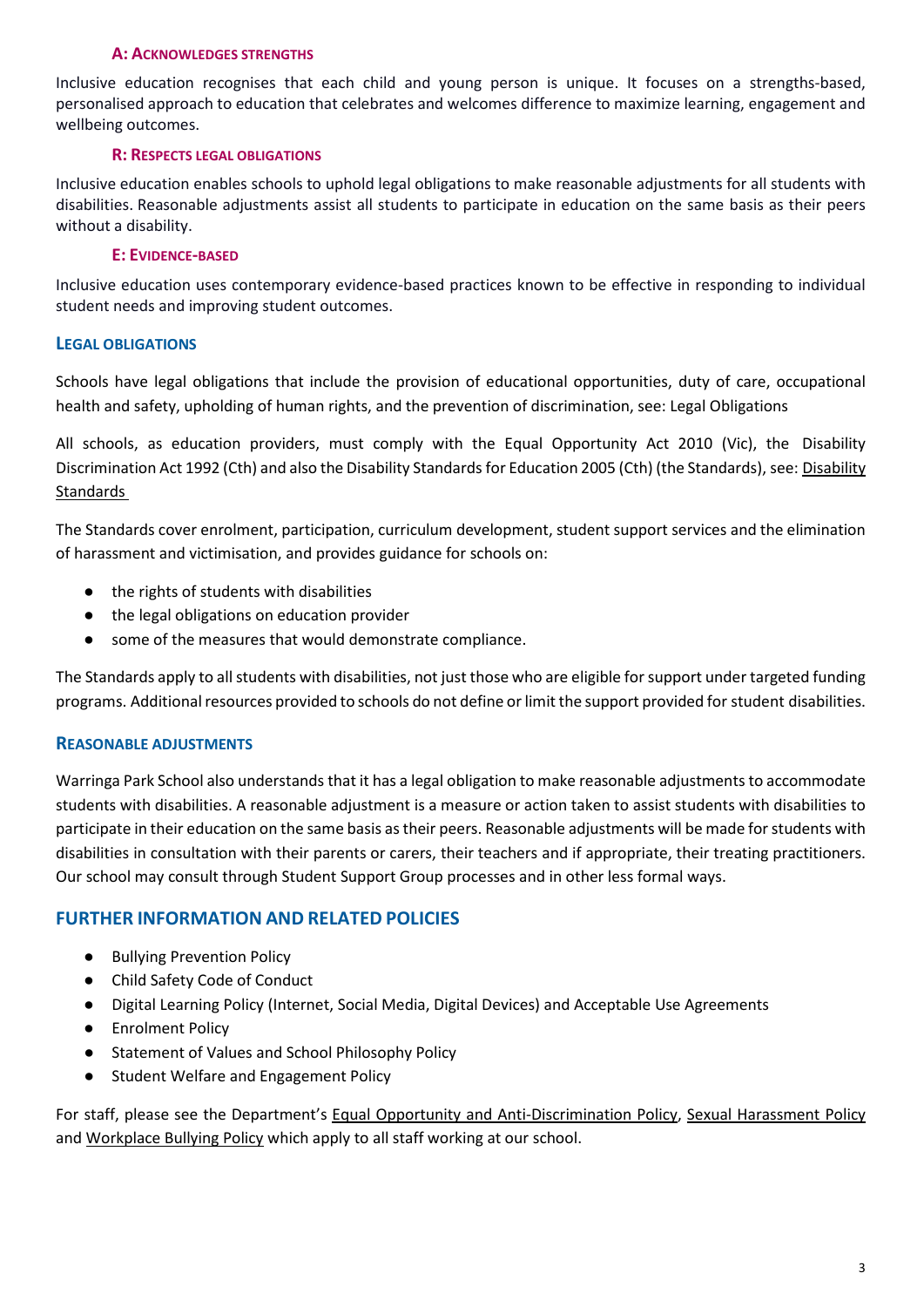#### A: Acknowledges strengths

Inclusive education recognises that each child and young person is unique. It focuses on a strengths-based, personalised approach to education that celebrates and welcomes difference to maximize learning, engagement and wellbeing outcomes.

#### R: Respects legal obligations

Inclusive education enables schools to uphold legal obligations to make reasonable adjustments for all students with disabilities. Reasonable adjustments assist all students to participate in education on the same basis as their peers without a disability.

#### E: Evidence-based

Inclusive education uses contemporary evidence-based practices known to be effective in responding to individual student needs and improving student outcomes.

### Legal obligations

Schools have legal obligations that include the provision of educational opportunities, duty of care, occupational health and safety, upholding of human rights, and the prevention of discrimination, see: Legal Obligations

All schools, as education providers, must comply with the Equal Opportunity Act 2010 (Vic), the Disability Discrimination Act 1992 (Cth) and also the Disability Standards for Education 2005 (Cth) (the Standards), see: Disability Standards

The Standards cover enrolment, participation, curriculum development, student support services and the elimination of harassment and victimisation, and provides guidance for schools on:

- the rights of students with disabilities
- the legal obligations on education provider
- some of the measures that would demonstrate compliance.

The Standards apply to all students with disabilities, not just those who are eligible for support under targeted funding programs. Additional resources provided to schools do not define or limit the support provided for student disabilities.

### Reasonable adjustments

Warringa Park School also understands that it has a legal obligation to make reasonable adjustments to accommodate students with disabilities. A reasonable adjustment is a measure or action taken to assist students with disabilities to participate in their education on the same basis as their peers. Reasonable adjustments will be made for students with disabilities in consultation with their parents or carers, their teachers and if appropriate, their treating practitioners. Our school may consult through Student Support Group processes and in other less formal ways.

## FURTHER INFORMATION AND RELATED POLICIES

- Bullying Prevention Policy
- Child Safety Code of Conduct
- Digital Learning Policy (Internet, Social Media, Digital Devices) and Acceptable Use Agreements
- Enrolment Policy
- Statement of Values and School Philosophy Policy
- Student Welfare and Engagement Policy

For staff, please see the Department's Equal Opportunity and Anti-Discrimination Policy, Sexual Harassment Policy and Workplace Bullying Policy which apply to all staff working at our school.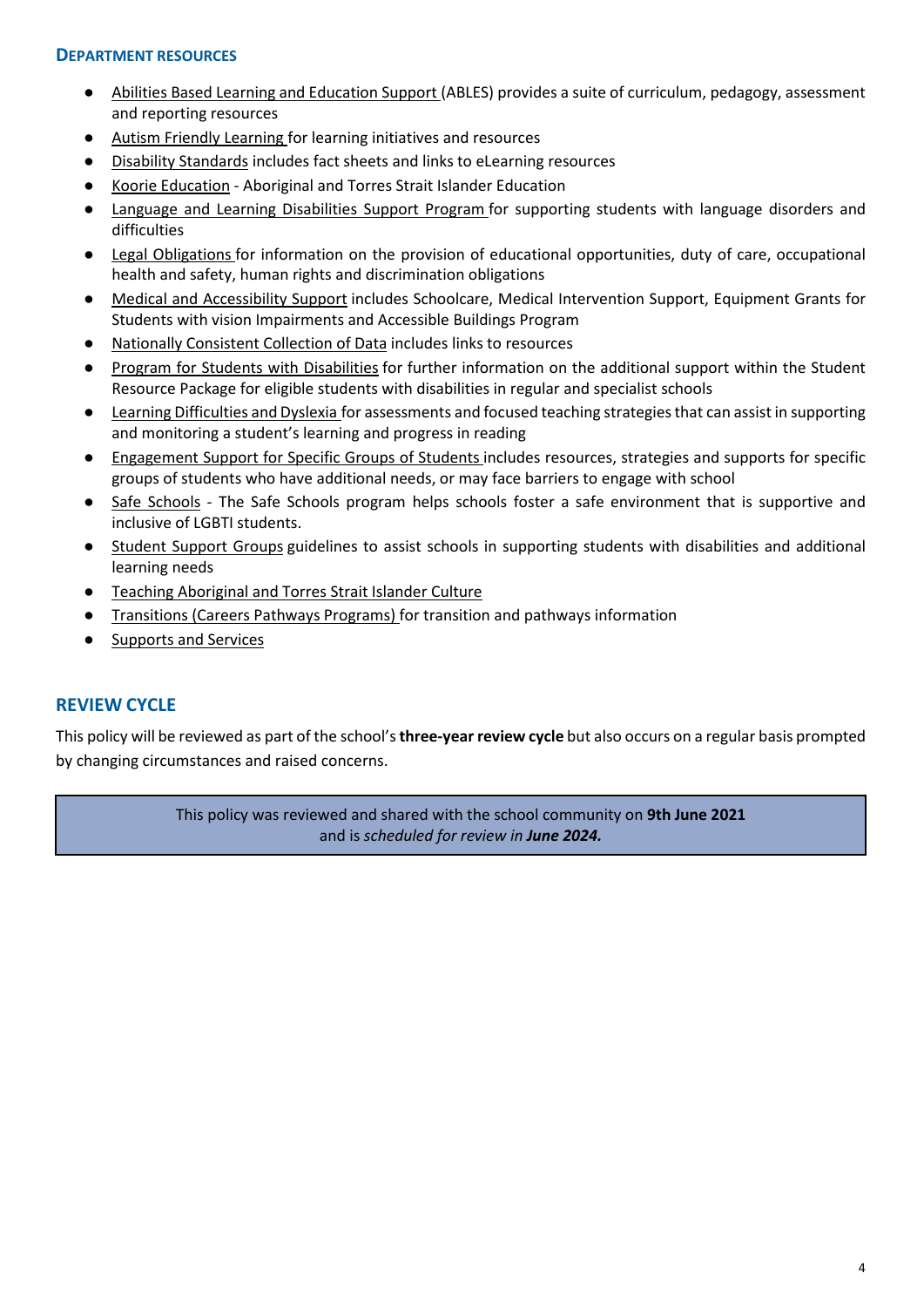## DEPARTMENT RESOURCES

- Abilities Based Learning and Education Support (ABLES) provides a suite of curriculum, pedagogy, assessment and reporting resources
- Autism Friendly Learning for learning initiatives and resources
- Disability Standards includes fact sheets and links to eLearning resources
- Koorie Education - Aboriginal and Torres Strait Islander Education
- Language and Learning Disabilities Support Program for supporting students with language disorders and difficulties
- Legal Obligations for information on the provision of educational opportunities, duty of care, occupational health and safety, human rights and discrimination obligations
- Medical and Accessibility Support includes Schoolcare, Medical Intervention Support, Equipment Grants for Students with vision Impairments and Accessible Buildings Program
- Nationally Consistent Collection of Data includes links to resources
- Program for Students with Disabilities for further information on the additional support within the Student Resource Package for eligible students with disabilities in regular and specialist schools
- Learning Difficulties and Dyslexia for assessments and focused teaching strategies that can assist in supporting and monitoring a student's learning and progress in reading
- Engagement Support for Specific Groups of Students includes resources, strategies and supports for specific groups of students who have additional needs, or may face barriers to engage with school
- Safe Schools - The Safe Schools program helps schools foster a safe environment that is supportive and inclusive of LGBTI students.
- Student Support Groups guidelines to assist schools in supporting students with disabilities and additional learning needs
- Teaching Aboriginal and Torres Strait Islander Culture
- Transitions (Careers Pathways Programs) for transition and pathways information
- Supports and Services

## REVIEW CYCLE

This policy will be reviewed as part of the school's **three-year review cycle** but also occurs on a regular basis prompted by changing circumstances and raised concerns.

This policy was reviewed and shared with the school community on **9th June 2021** and is *scheduled for review in **June 2024.***